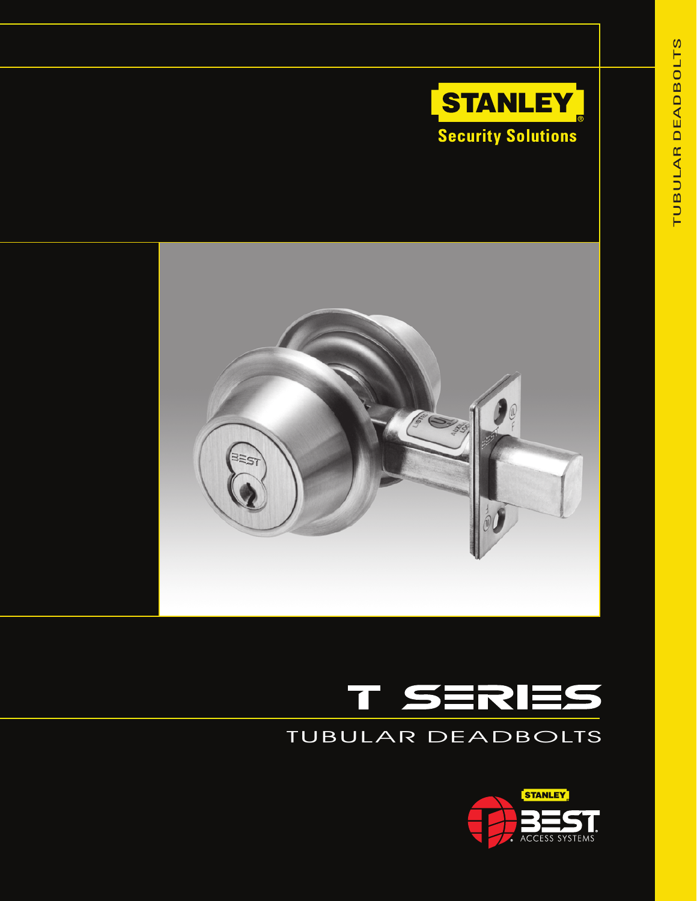STANLEY®

Security Solutions

# T SERIES

## TUBULAR DEADBOLTS

STANLEY

BEST® ACCESS SYSTEMS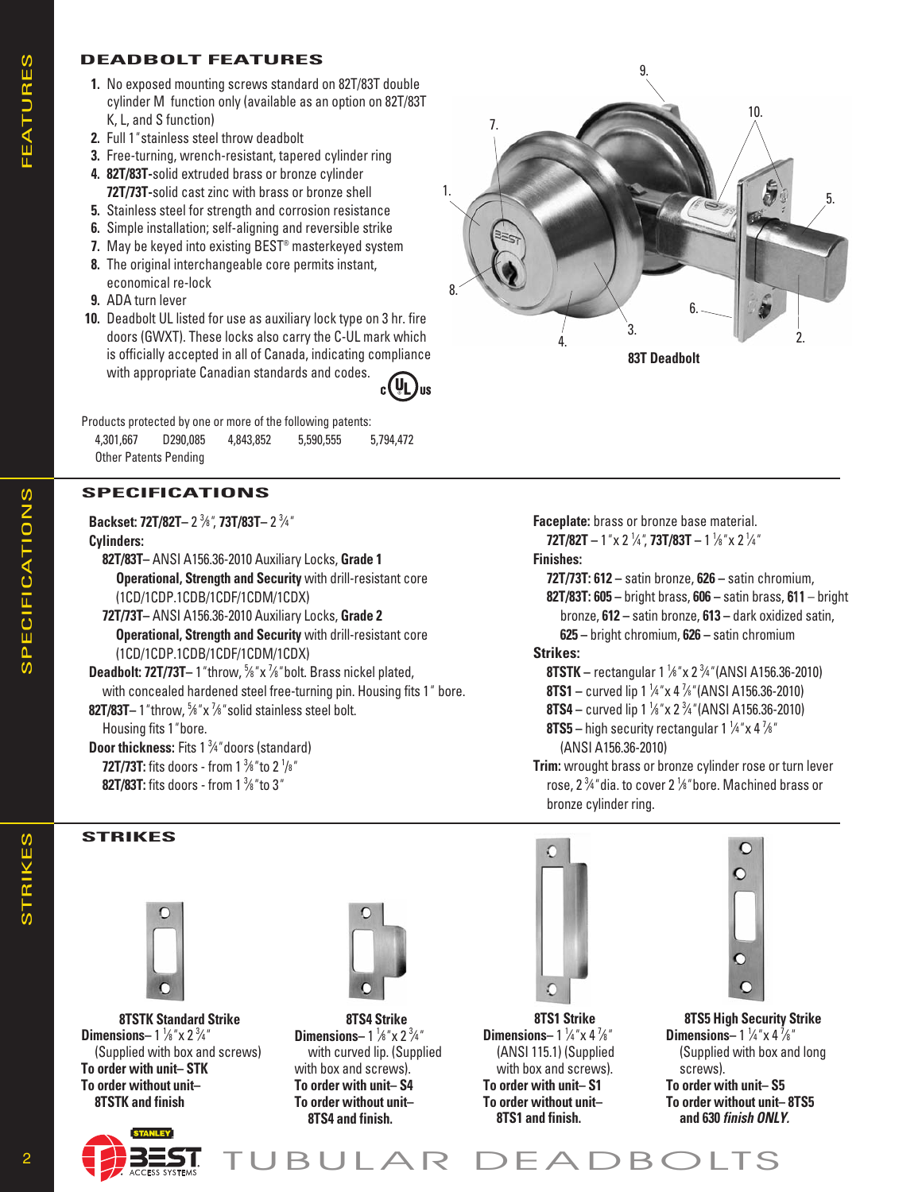## DEADBOLT FEATURES

1. No exposed mounting screws standard on 82T/83T double cylinder M function only (available as an option on 82T/83T K, L, and S function)
2. Full 1" stainless steel throw deadbolt
3. Free-turning, wrench-resistant, tapered cylinder ring
4. **82T/83T-**solid extruded brass or bronze cylinder **72T/73T-**solid cast zinc with brass or bronze shell
5. Stainless steel for strength and corrosion resistance
6. Simple installation; self-aligning and reversible strike
7. May be keyed into existing BEST® masterkeyed system
8. The original interchangeable core permits instant, economical re-lock
9. ADA turn lever
10. Deadbolt UL listed for use as auxiliary lock type on 3 hr. fire doors (GWXT). These locks also carry the C-UL mark which is officially accepted in all of Canada, indicating compliance with appropriate Canadian standards and codes.

**83T Deadbolt**

Products protected by one or more of the following patents:
4,301,667 D290,085 4,843,852 5,590,555 5,794,472
Other Patents Pending

## SPECIFICATIONS

**Backset: 72T/82T**– 2 ⅜", **73T/83T**– 2 ¾"

**Cylinders:**
- **82T/83T**– ANSI A156.36-2010 Auxiliary Locks, **Grade 1 Operational, Strength and Security** with drill-resistant core (1CD/1CDP.1CDB/1CDF/1CDM/1CDX)
- **72T/73T**– ANSI A156.36-2010 Auxiliary Locks, **Grade 2 Operational, Strength and Security** with drill-resistant core (1CD/1CDP.1CDB/1CDF/1CDM/1CDX)

**Deadbolt: 72T/73T**– 1" throw, ⅝" x ⅞" bolt. Brass nickel plated, with concealed hardened steel free-turning pin. Housing fits 1" bore.
**82T/83T**– 1" throw, ⅝" x ⅞" solid stainless steel bolt. Housing fits 1" bore.

**Door thickness:** Fits 1 ¾" doors (standard)
- **72T/73T:** fits doors - from 1 ⅜" to 2 ⅛"
- **82T/83T:** fits doors - from 1 ⅜" to 3"

**Faceplate:** brass or bronze base material.
**72T/82T** – 1" x 2 ¼", **73T/83T** – 1 ⅛" x 2 ¼"

**Finishes:**
- **72T/73T: 612** – satin bronze, **626** – satin chromium,
- **82T/83T: 605** – bright brass, **606** – satin brass, **611** – bright bronze, **612** – satin bronze, **613** – dark oxidized satin, **625** – bright chromium, **626** – satin chromium

**Strikes:**
- **8TSTK** – rectangular 1 ⅛" x 2 ¾" (ANSI A156.36-2010)
- **8TS1** – curved lip 1 ¼" x 4 ⅞" (ANSI A156.36-2010)
- **8TS4** – curved lip 1 ⅛" x 2 ¾" (ANSI A156.36-2010)
- **8TS5** – high security rectangular 1 ¼" x 4 ⅞" (ANSI A156.36-2010)

**Trim:** wrought brass or bronze cylinder rose or turn lever rose, 2 ¾" dia. to cover 2 ⅛" bore. Machined brass or bronze cylinder ring.

## STRIKES

**8TSTK Standard Strike**
**Dimensions**– 1 ⅛" x 2 ¾"
(Supplied with box and screws)
**To order with unit– STK**
**To order without unit– 8TSTK and finish**

**8TS4 Strike**
**Dimensions**– 1 ⅛" x 2 ¾"
with curved lip. (Supplied with box and screws).
**To order with unit– S4**
**To order without unit– 8TS4 and finish.**

**8TS1 Strike**
**Dimensions**– 1 ¼" x 4 ⅞"
(ANSI 115.1) (Supplied with box and screws).
**To order with unit– S1**
**To order without unit– 8TS1 and finish.**

**8TS5 High Security Strike**
**Dimensions**– 1 ¼" x 4 ⅞"
(Supplied with box and long screws).
**To order with unit– S5**
**To order without unit– 8TS5 and 630 *finish ONLY.***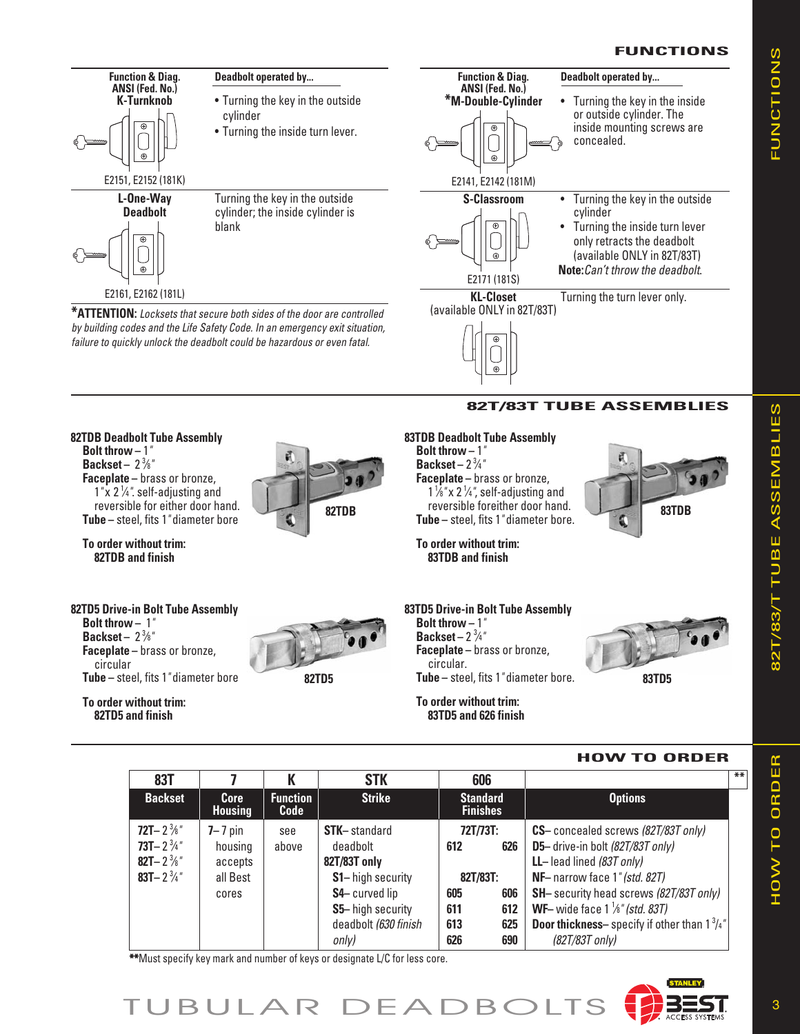## FUNCTIONS

| Function & Diag. ANSI (Fed. No.) | Deadbolt operated by... |
|---|---|
| **K-Turnknob** E2151, E2152 (181K) | • Turning the key in the outside cylinder<br>• Turning the inside turn lever. |
| **L-One-Way Deadbolt** E2161, E2162 (181L) | Turning the key in the outside cylinder; the inside cylinder is blank |

***ATTENTION:** *Locksets that secure both sides of the door are controlled by building codes and the Life Safety Code. In an emergency exit situation, failure to quickly unlock the deadbolt could be hazardous or even fatal.*

| Function & Diag. ANSI (Fed. No.) | Deadbolt operated by... |
|---|---|
| ***M-Double-Cylinder** E2141, E2142 (181M) | • Turning the key in the inside or outside cylinder. The inside mounting screws are concealed. |
| **S-Classroom** E2171 (181S) | • Turning the key in the outside cylinder<br>• Turning the inside turn lever only retracts the deadbolt (available ONLY in 82T/83T)<br>**Note:** *Can't throw the deadbolt.* |
| **KL-Closet** (available ONLY in 82T/83T) | Turning the turn lever only. |

## 82T/83T TUBE ASSEMBLIES

### 82TDB Deadbolt Tube Assembly
**Bolt throw** – 1"
**Backset** – 2 ⅜"
**Faceplate** – brass or bronze, 1"x 2 ¼". self-adjusting and reversible for either door hand.
**Tube** – steel, fits 1" diameter bore

**To order without trim:**
**82TDB and finish**

82TDB

### 83TDB Deadbolt Tube Assembly
**Bolt throw** – 1"
**Backset** – 2 ¾"
**Faceplate** – brass or bronze, 1 ⅛"x 2 ¼", self-adjusting and reversible foreither door hand.
**Tube** – steel, fits 1" diameter bore.

**To order without trim:**
**83TDB and finish**

83TDB

### 82TD5 Drive-in Bolt Tube Assembly
**Bolt throw** – 1"
**Backset** – 2 ⅜"
**Faceplate** – brass or bronze, circular
**Tube** – steel, fits 1" diameter bore

**To order without trim:**
**82TD5 and finish**

82TD5

### 83TD5 Drive-in Bolt Tube Assembly
**Bolt throw** – 1"
**Backset** – 2 ¾"
**Faceplate** – brass or bronze, circular.
**Tube** – steel, fits 1" diameter bore.

**To order without trim:**
**83TD5 and 626 finish**

83TD5

## HOW TO ORDER

| 83T | 7 | K | STK | 606 | ** |
|---|---|---|---|---|---|
| **Backset** | **Core Housing** | **Function Code** | **Strike** | **Standard Finishes** | **Options** |
| **72T**– 2 ⅜"<br>**73T**– 2 ¾"<br>**82T**– 2 ⅜"<br>**83T**– 2 ¾" | **7**– 7 pin housing accepts all Best cores | see above | **STK**– standard deadbolt<br>**82T/83T only**<br>**S1**– high security<br>**S4**– curved lip<br>**S5**– high security deadbolt *(630 finish only)* | **72T/73T:**<br>612 626<br>**82T/83T:**<br>605 606<br>611 612<br>613 625<br>626 690 | **CS**– concealed screws *(82T/83T only)*<br>**D5**– drive-in bolt *(82T/83T only)*<br>**LL**– lead lined *(83T only)*<br>**NF**– narrow face 1" *(std. 82T)*<br>**SH**– security head screws *(82T/83T only)*<br>**WF**– wide face 1 ⅛" *(std. 83T)*<br>**Door thickness**– specify if other than 1 ¾" *(82T/83T only)* |

**Must specify key mark and number of keys or designate L/C for less core.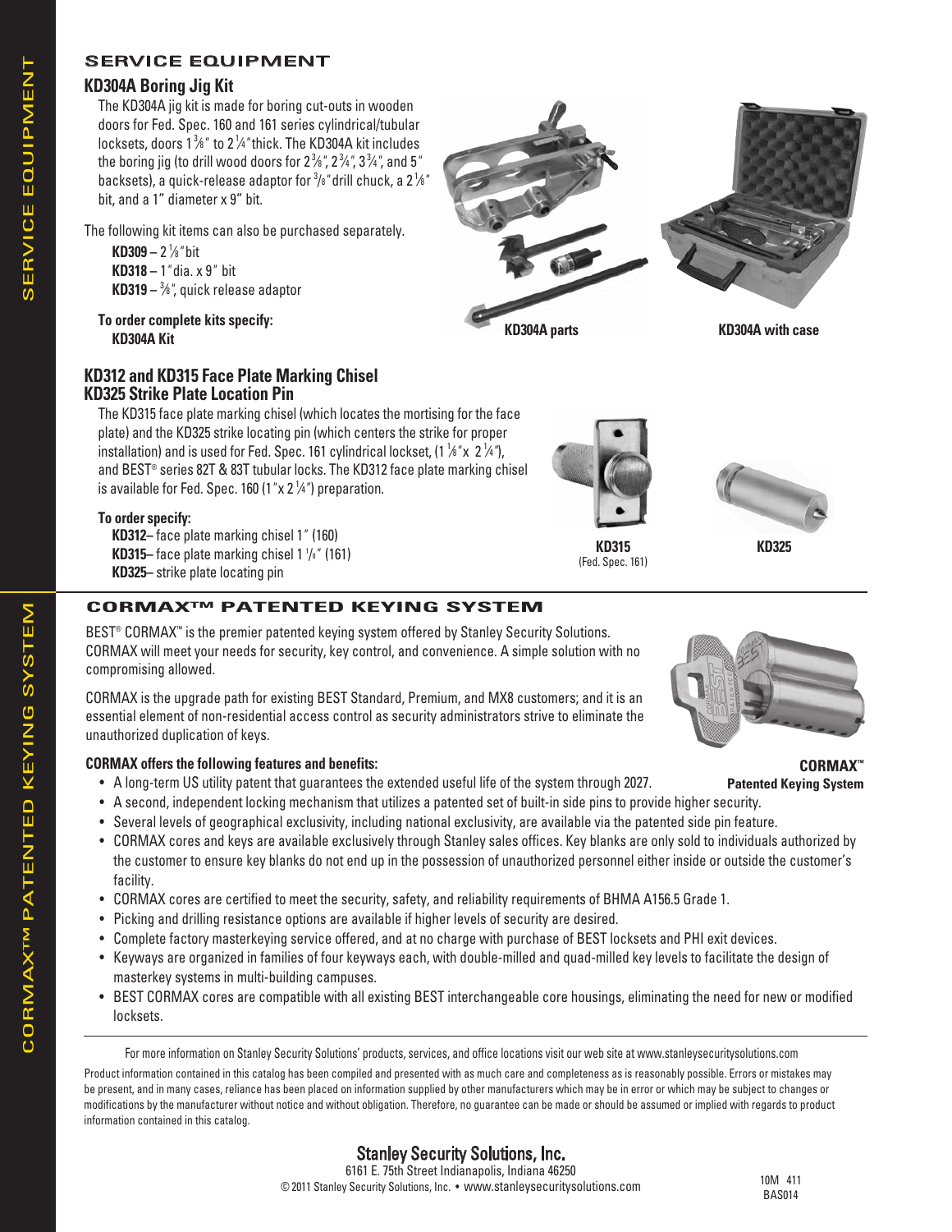# SERVICE EQUIPMENT

## KD304A Boring Jig Kit

The KD304A jig kit is made for boring cut-outs in wooden doors for Fed. Spec. 160 and 161 series cylindrical/tubular locksets, doors 1⅜" to 2¼" thick. The KD304A kit includes the boring jig (to drill wood doors for 2⅜", 2¾", 3¾", and 5" backsets), a quick-release adaptor for ⅜" drill chuck, a 2⅛" bit, and a 1" diameter x 9" bit.

The following kit items can also be purchased separately.

**KD309** – 2⅛" bit
**KD318** – 1" dia. x 9" bit
**KD319** – ⅜", quick release adaptor

**To order complete kits specify:**
**KD304A Kit**

KD304A parts

KD304A with case

## KD312 and KD315 Face Plate Marking Chisel
## KD325 Strike Plate Location Pin

The KD315 face plate marking chisel (which locates the mortising for the face plate) and the KD325 strike locating pin (which centers the strike for proper installation) and is used for Fed. Spec. 161 cylindrical lockset, (1⅛"x 2¼"), and BEST® series 82T & 83T tubular locks. The KD312 face plate marking chisel is available for Fed. Spec. 160 (1"x 2¼") preparation.

**To order specify:**
**KD312**– face plate marking chisel 1" (160)
**KD315**– face plate marking chisel 1⅛" (161)
**KD325**– strike plate locating pin

KD315
(Fed. Spec. 161)

KD325

# CORMAX™ PATENTED KEYING SYSTEM

BEST® CORMAX™ is the premier patented keying system offered by Stanley Security Solutions. CORMAX will meet your needs for security, key control, and convenience. A simple solution with no compromising allowed.

CORMAX is the upgrade path for existing BEST Standard, Premium, and MX8 customers; and it is an essential element of non-residential access control as security administrators strive to eliminate the unauthorized duplication of keys.

CORMAX™
Patented Keying System

**CORMAX offers the following features and benefits:**

- A long-term US utility patent that guarantees the extended useful life of the system through 2027.
- A second, independent locking mechanism that utilizes a patented set of built-in side pins to provide higher security.
- Several levels of geographical exclusivity, including national exclusivity, are available via the patented side pin feature.
- CORMAX cores and keys are available exclusively through Stanley sales offices. Key blanks are only sold to individuals authorized by the customer to ensure key blanks do not end up in the possession of unauthorized personnel either inside or outside the customer's facility.
- CORMAX cores are certified to meet the security, safety, and reliability requirements of BHMA A156.5 Grade 1.
- Picking and drilling resistance options are available if higher levels of security are desired.
- Complete factory masterkeying service offered, and at no charge with purchase of BEST locksets and PHI exit devices.
- Keyways are organized in families of four keyways each, with double-milled and quad-milled key levels to facilitate the design of masterkey systems in multi-building campuses.
- BEST CORMAX cores are compatible with all existing BEST interchangeable core housings, eliminating the need for new or modified locksets.

For more information on Stanley Security Solutions' products, services, and office locations visit our web site at www.stanleysecuritysolutions.com

Product information contained in this catalog has been compiled and presented with as much care and completeness as is reasonably possible. Errors or mistakes may be present, and in many cases, reliance has been placed on information supplied by other manufacturers which may be in error or which may be subject to changes or modifications by the manufacturer without notice and without obligation. Therefore, no guarantee can be made or should be assumed or implied with regards to product information contained in this catalog.

**Stanley Security Solutions, Inc.**
6161 E. 75th Street Indianapolis, Indiana 46250
© 2011 Stanley Security Solutions, Inc. • www.stanleysecuritysolutions.com

10M 411
BAS014